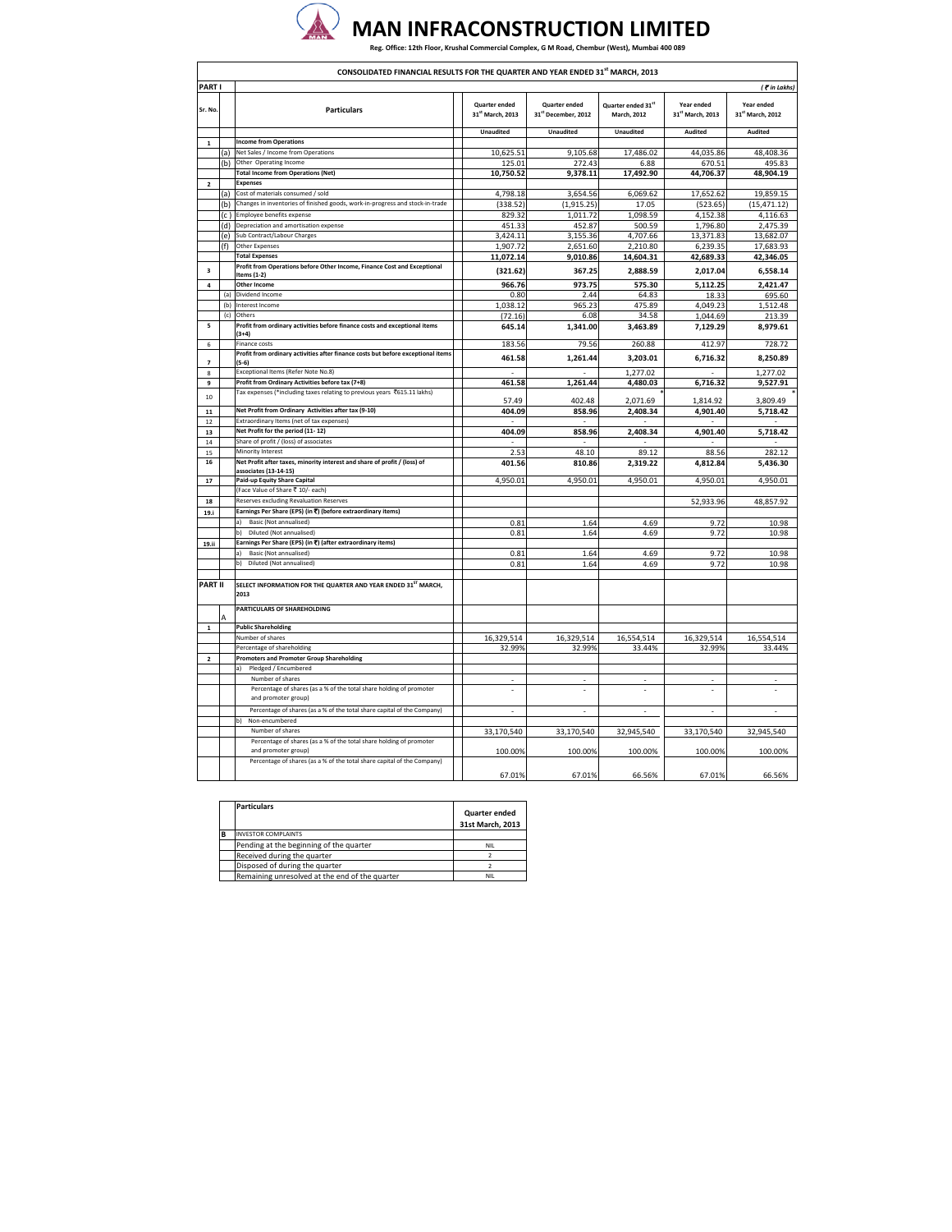# MAN INFRACONSTRUCTION LIMITED

**Reg. Office: 12th Floor, Krushal Commercial Complex, G M Road, Chembur (West), Mumbai 400 089**

## CONSOLIDATED FINANCIAL RESULTS FOR THE QUARTER AND YEAR ENDED 31st MARCH, 2013

**PART I** *(₹ in Lakhs)*

| Sr. No. | | Particulars | Quarter ended 31st March, 2013 | Quarter ended 31st December, 2012 | Quarter ended 31st March, 2012 | Year ended 31st March, 2013 | Year ended 31st March, 2012 |
|---|---|---|---|---|---|---|---|
| | | | Unaudited | Unaudited | Unaudited | Audited | Audited |
| 1 | | **Income from Operations** | | | | | |
| | (a) | Net Sales / Income from Operations | 10,625.51 | 9,105.68 | 17,486.02 | 44,035.86 | 48,408.36 |
| | (b) | Other Operating Income | 125.01 | 272.43 | 6.88 | 670.51 | 495.83 |
| | | **Total Income from Operations (Net)** | **10,750.52** | **9,378.11** | **17,492.90** | **44,706.37** | **48,904.19** |
| 2 | | **Expenses** | | | | | |
| | (a) | Cost of materials consumed / sold | 4,798.18 | 3,654.56 | 6,069.62 | 17,652.62 | 19,859.15 |
| | (b) | Changes in inventories of finished goods, work-in-progress and stock-in-trade | (338.52) | (1,915.25) | 17.05 | (523.65) | (15,471.12) |
| | (c) | Employee benefits expense | 829.32 | 1,011.72 | 1,098.59 | 4,152.38 | 4,116.63 |
| | (d) | Depreciation and amortisation expense | 451.33 | 452.87 | 500.59 | 1,796.80 | 2,475.39 |
| | (e) | Sub Contract/Labour Charges | 3,424.11 | 3,155.36 | 4,707.66 | 13,371.83 | 13,682.07 |
| | (f) | Other Expenses | 1,907.72 | 2,651.60 | 2,210.80 | 6,239.35 | 17,683.93 |
| | | **Total Expenses** | **11,072.14** | **9,010.86** | **14,604.31** | **42,689.33** | **42,346.05** |
| 3 | | **Profit from Operations before Other Income, Finance Cost and Exceptional Items (1-2)** | **(321.62)** | **367.25** | **2,888.59** | **2,017.04** | **6,558.14** |
| 4 | | **Other Income** | **966.76** | **973.75** | **575.30** | **5,112.25** | **2,421.47** |
| | (a) | Dividend Income | 0.80 | 2.44 | 64.83 | 18.33 | 695.60 |
| | (b) | Interest Income | 1,038.12 | 965.23 | 475.89 | 4,049.23 | 1,512.48 |
| | (c) | Others | (72.16) | 6.08 | 34.58 | 1,044.69 | 213.39 |
| 5 | | **Profit from ordinary activities before finance costs and exceptional items (3+4)** | **645.14** | **1,341.00** | **3,463.89** | **7,129.29** | **8,979.61** |
| 6 | | Finance costs | 183.56 | 79.56 | 260.88 | 412.97 | 728.72 |
| 7 | | **Profit from ordinary activities after finance costs but before exceptional items (5-6)** | **461.58** | **1,261.44** | **3,203.01** | **6,716.32** | **8,250.89** |
| 8 | | Exceptional Items (Refer Note No.8) | - | - | 1,277.02 | - | 1,277.02 |
| 9 | | **Profit from Ordinary Activities before tax (7+8)** | **461.58** | **1,261.44** | **4,480.03** | **6,716.32** | **9,527.91** |
| 10 | | Tax expenses (*including taxes relating to previous years ₹615.11 lakhs) | 57.49 | 402.48 | 2,071.69 * | 1,814.92 | 3,809.49 * |
| 11 | | **Net Profit from Ordinary Activities after tax (9-10)** | **404.09** | **858.96** | **2,408.34** | **4,901.40** | **5,718.42** |
| 12 | | Extraordinary Items (net of tax expenses) | - | - | - | - | - |
| 13 | | **Net Profit for the period (11- 12)** | **404.09** | **858.96** | **2,408.34** | **4,901.40** | **5,718.42** |
| 14 | | Share of profit / (loss) of associates | - | - | - | - | - |
| 15 | | Minority Interest | 2.53 | 48.10 | 89.12 | 88.56 | 282.12 |
| 16 | | **Net Profit after taxes, minority interest and share of profit / (loss) of associates (13-14-15)** | **401.56** | **810.86** | **2,319.22** | **4,812.84** | **5,436.30** |
| 17 | | **Paid-up Equity Share Capital** | 4,950.01 | 4,950.01 | 4,950.01 | 4,950.01 | 4,950.01 |
| | | (Face Value of Share ₹ 10/- each) | | | | | |
| 18 | | Reserves excluding Revaluation Reserves | | | | 52,933.96 | 48,857.92 |
| 19.i | | **Earnings Per Share (EPS) (in ₹) (before extraordinary items)** | | | | | |
| | | a) Basic (Not annualised) | 0.81 | 1.64 | 4.69 | 9.72 | 10.98 |
| | | b) Diluted (Not annualised) | 0.81 | 1.64 | 4.69 | 9.72 | 10.98 |
| 19.ii | | **Earnings Per Share (EPS) (in ₹) (after extraordinary items)** | | | | | |
| | | a) Basic (Not annualised) | 0.81 | 1.64 | 4.69 | 9.72 | 10.98 |
| | | b) Diluted (Not annualised) | 0.81 | 1.64 | 4.69 | 9.72 | 10.98 |
| **PART II** | | **SELECT INFORMATION FOR THE QUARTER AND YEAR ENDED 31ST MARCH, 2013** | | | | | |
| | A | **PARTICULARS OF SHAREHOLDING** | | | | | |
| 1 | | **Public Shareholding** | | | | | |
| | | Number of shares | 16,329,514 | 16,329,514 | 16,554,514 | 16,329,514 | 16,554,514 |
| | | Percentage of shareholding | 32.99% | 32.99% | 33.44% | 32.99% | 33.44% |
| 2 | | **Promoters and Promoter Group Shareholding** | | | | | |
| | | a) Pledged / Encumbered | | | | | |
| | | Number of shares | - | - | - | - | - |
| | | Percentage of shares (as a % of the total share holding of promoter and promoter group) | - | - | - | - | - |
| | | Percentage of shares (as a % of the total share capital of the Company) | - | - | - | - | - |
| | | b) Non-encumbered | | | | | |
| | | Number of shares | 33,170,540 | 33,170,540 | 32,945,540 | 33,170,540 | 32,945,540 |
| | | Percentage of shares (as a % of the total share holding of promoter and promoter group) | 100.00% | 100.00% | 100.00% | 100.00% | 100.00% |
| | | Percentage of shares (as a % of the total share capital of the Company) | 67.01% | 67.01% | 66.56% | 67.01% | 66.56% |

| | Particulars | Quarter ended 31st March, 2013 |
|---|---|---|
| B | INVESTOR COMPLAINTS | |
| | Pending at the beginning of the quarter | NIL |
| | Received during the quarter | 2 |
| | Disposed of during the quarter | 2 |
| | Remaining unresolved at the end of the quarter | NIL |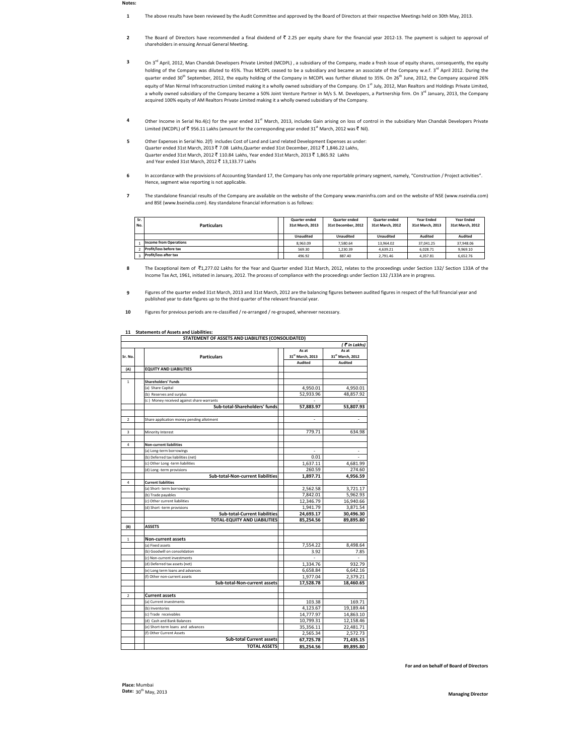**Notes:**

1. The above results have been reviewed by the Audit Committee and approved by the Board of Directors at their respective Meetings held on 30th May, 2013.

2. The Board of Directors have recommended a final dividend of ₹ 2.25 per equity share for the financial year 2012-13. The payment is subject to approval of shareholders in ensuing Annual General Meeting.

3. On 3rd April, 2012, Man Chandak Developers Private Limited (MCDPL) , a subsidiary of the Company, made a fresh issue of equity shares, consequently, the equity holding of the Company was diluted to 45%. Thus MCDPL ceased to be a subsidiary and became an associate of the Company w.e.f. 3rd April 2012. During the quarter ended 30th September, 2012, the equity holding of the Company in MCDPL was further diluted to 35%. On 26th June, 2012, the Company acquired 26% equity of Man Nirmal Infraconstruction Limited making it a wholly owned subsidiary of the Company. On 1st July, 2012, Man Realtors and Holdings Private Limited, a wholly owned subsidiary of the Company became a 50% Joint Venture Partner in M/s S. M. Developers, a Partnership firm. On 3rd January, 2013, the Company acquired 100% equity of AM Realtors Private Limited making it a wholly owned subsidiary of the Company.

4. Other Income in Serial No.4(c) for the year ended 31st March, 2013, includes Gain arising on loss of control in the subsidiary Man Chandak Developers Private Limited (MCDPL) of ₹ 956.11 Lakhs (amount for the corresponding year ended 31st March, 2012 was ₹ Nil).

5. Other Expenses in Serial No. 2(f) includes Cost of Land and Land related Development Expenses as under:
Quarter ended 31st March, 2013 ₹ 7.08 Lakhs,Quarter ended 31st December, 2012 ₹ 1,846.22 Lakhs,
Quarter ended 31st March, 2012 ₹ 110.84 Lakhs, Year ended 31st March, 2013 ₹ 1,865.92 Lakhs
and Year ended 31st March, 2012 ₹ 13,133.77 Lakhs

6. In accordance with the provisions of Accounting Standard 17, the Company has only one reportable primary segment, namely, "Construction / Project activities". Hence, segment wise reporting is not applicable.

7. The standalone financial results of the Company are available on the website of the Company www.maninfra.com and on the website of NSE (www.nseindia.com) and BSE (www.bseindia.com). Key standalone financial information is as follows:

| Sr. No. | Particulars | Quarter ended 31st March, 2013 | Quarter ended 31st December, 2012 | Quarter ended 31st March, 2012 | Year Ended 31st March, 2013 | Year Ended 31st March, 2012 |
|---|---|---|---|---|---|---|
| | | Unaudited | Unaudited | Unaudited | Audited | Audited |
| 1 | Income from Operations | 8,963.09 | 7,580.64 | 13,964.02 | 37,041.25 | 37,948.06 |
| 2 | Profit/loss before tax | 569.30 | 1,230.39 | 4,639.21 | 6,028.71 | 9,969.10 |
| 3 | Profit/loss after tax | 496.92 | 887.40 | 2,791.46 | 4,357.81 | 6,652.76 |

8. The Exceptional item of ₹1,277.02 Lakhs for the Year and Quarter ended 31st March, 2012, relates to the proceedings under Section 132/ Section 133A of the Income Tax Act, 1961, initiated in January, 2012. The process of compliance with the proceedings under Section 132 /133A are in progress.

9. Figures of the quarter ended 31st March, 2013 and 31st March, 2012 are the balancing figures between audited figures in respect of the full financial year and published year to date figures up to the third quarter of the relevant financial year.

10. Figures for previous periods are re-classified / re-arranged / re-grouped, wherever necessary.

11. **Statements of Assets and Liabilities:**

**STATEMENT OF ASSETS AND LIABILITIES (CONSOLIDATED)**

*(₹ in Lakhs)*

| Sr. No. | Particulars | As at 31st March, 2013 | As at 31st March, 2012 |
|---|---|---|---|
| | | Audited | Audited |
| (A) | **EQUITY AND LIABILITIES** | | |
| 1 | **Shareholders' Funds** | | |
| | (a) Share Capital | 4,950.01 | 4,950.01 |
| | (b) Reserves and surplus | 52,933.96 | 48,857.92 |
| | (c) Money received against share warrants | - | - |
| | **Sub-total-Shareholders' funds** | **57,883.97** | **53,807.93** |
| 2 | Share application money pending allotment | - | - |
| 3 | Minority Interest | 779.71 | 634.98 |
| 4 | **Non-current liabilities** | | |
| | (a) Long-term borrowings | - | - |
| | (b) Deferred tax liabilities (net) | 0.01 | - |
| | (c) Other Long -term liabilities | 1,637.11 | 4,681.99 |
| | (d) Long -term provisions | 260.59 | 274.60 |
| | **Sub-total-Non-current liabilities** | **1,897.71** | **4,956.59** |
| 4 | **Current liabilities** | | |
| | (a) Short- term borrowings | 2,562.58 | 3,721.17 |
| | (b) Trade payables | 7,842.01 | 5,962.93 |
| | (c) Other current liabilities | 12,346.79 | 16,940.66 |
| | (d) Short -term provisions | 1,941.79 | 3,871.54 |
| | **Sub-total-Current liabilities** | **24,693.17** | **30,496.30** |
| | **TOTAL-EQUITY AND LIABILITIES** | **85,254.56** | **89,895.80** |
| (B) | **ASSETS** | | |
| 1 | **Non-current assets** | | |
| | (a) Fixed assets | 7,554.22 | 8,498.64 |
| | (b) Goodwill on consolidation | 3.92 | 7.85 |
| | (c) Non-current investments | - | - |
| | (d) Deferred tax assets (net) | 1,334.76 | 932.79 |
| | (e) Long term loans and advances | 6,658.84 | 6,642.16 |
| | (f) Other non-current assets | 1,977.04 | 2,379.21 |
| | **Sub-total-Non-current assets** | **17,528.78** | **18,460.65** |
| 2 | **Current assets** | | |
| | (a) Current investments | 103.38 | 169.71 |
| | (b) Inventories | 4,123.67 | 19,189.44 |
| | (c) Trade receivables | 14,777.97 | 14,863.10 |
| | (d) Cash and Bank Balances | 10,799.31 | 12,158.46 |
| | (e) Short-term loans and advances | 35,356.11 | 22,481.71 |
| | (f) Other Current Assets | 2,565.34 | 2,572.73 |
| | **Sub-total Current assets** | **67,725.78** | **71,435.15** |
| | **TOTAL ASSETS** | **85,254.56** | **89,895.80** |

**For and on behalf of Board of Directors**

**Place:** Mumbai
**Date:** 30th May, 2013

**Managing Director**